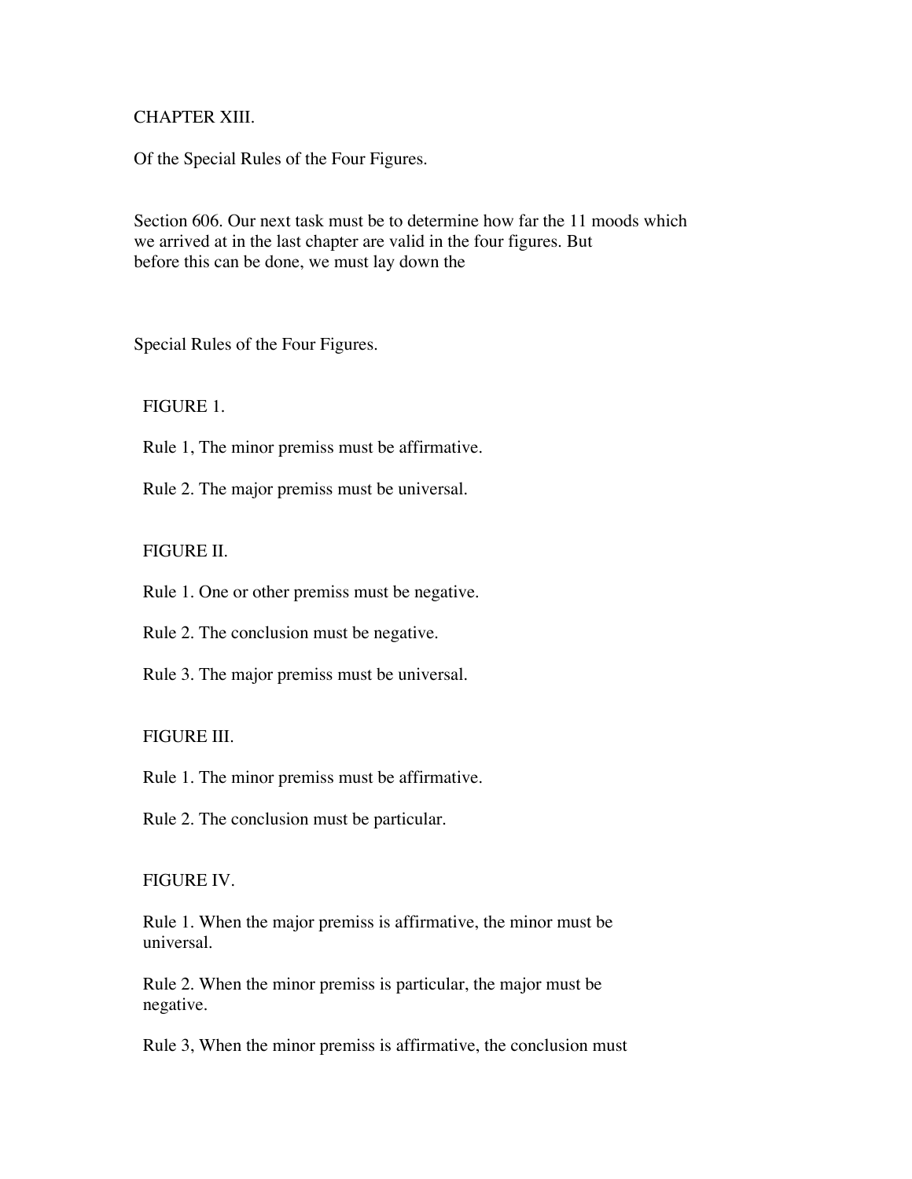# CHAPTER XIII.

## Of the Special Rules of the Four Figures.

Section 606. Our next task must be to determine how far the 11 moods which we arrived at in the last chapter are valid in the four figures. But before this can be done, we must lay down the

### Special Rules of the Four Figures.

FIGURE 1.

Rule 1, The minor premiss must be affirmative.

Rule 2. The major premiss must be universal.

FIGURE II.

Rule 1. One or other premiss must be negative.

Rule 2. The conclusion must be negative.

Rule 3. The major premiss must be universal.

FIGURE III.

Rule 1. The minor premiss must be affirmative.

Rule 2. The conclusion must be particular.

FIGURE IV.

Rule 1. When the major premiss is affirmative, the minor must be universal.

Rule 2. When the minor premiss is particular, the major must be negative.

Rule 3, When the minor premiss is affirmative, the conclusion must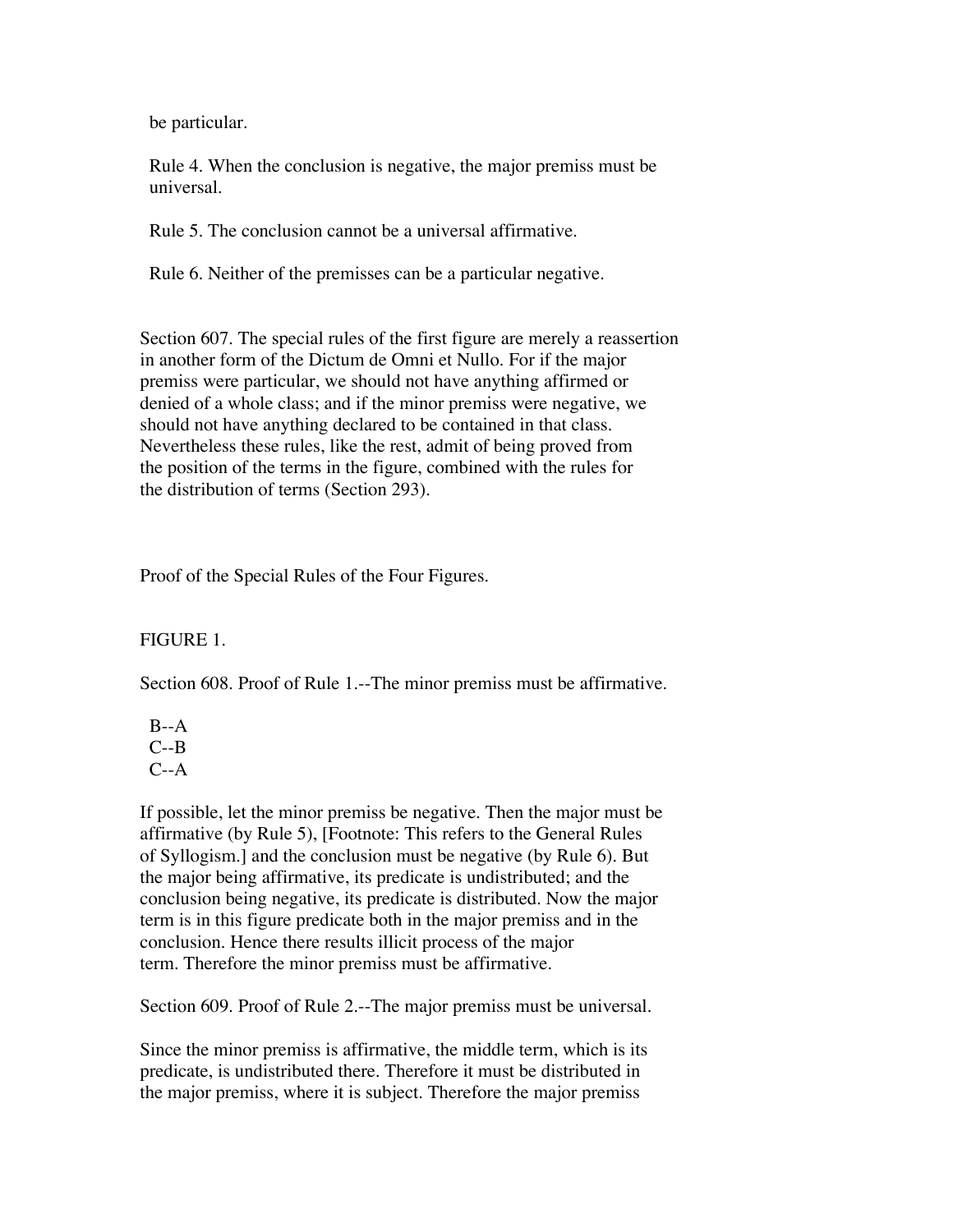be particular.

Rule 4. When the conclusion is negative, the major premiss must be universal.

Rule 5. The conclusion cannot be a universal affirmative.

Rule 6. Neither of the premisses can be a particular negative.

Section 607. The special rules of the first figure are merely a reassertion in another form of the Dictum de Omni et Nullo. For if the major premiss were particular, we should not have anything affirmed or denied of a whole class; and if the minor premiss were negative, we should not have anything declared to be contained in that class. Nevertheless these rules, like the rest, admit of being proved from the position of the terms in the figure, combined with the rules for the distribution of terms (Section 293).

## Proof of the Special Rules of the Four Figures.

### FIGURE 1.

Section 608. Proof of Rule 1.--The minor premiss must be affirmative.

```
B--A
C--B
C--A
```

If possible, let the minor premiss be negative. Then the major must be affirmative (by Rule 5), [Footnote: This refers to the General Rules of Syllogism.] and the conclusion must be negative (by Rule 6). But the major being affirmative, its predicate is undistributed; and the conclusion being negative, its predicate is distributed. Now the major term is in this figure predicate both in the major premiss and in the conclusion. Hence there results illicit process of the major term. Therefore the minor premiss must be affirmative.

Section 609. Proof of Rule 2.--The major premiss must be universal.

Since the minor premiss is affirmative, the middle term, which is its predicate, is undistributed there. Therefore it must be distributed in the major premiss, where it is subject. Therefore the major premiss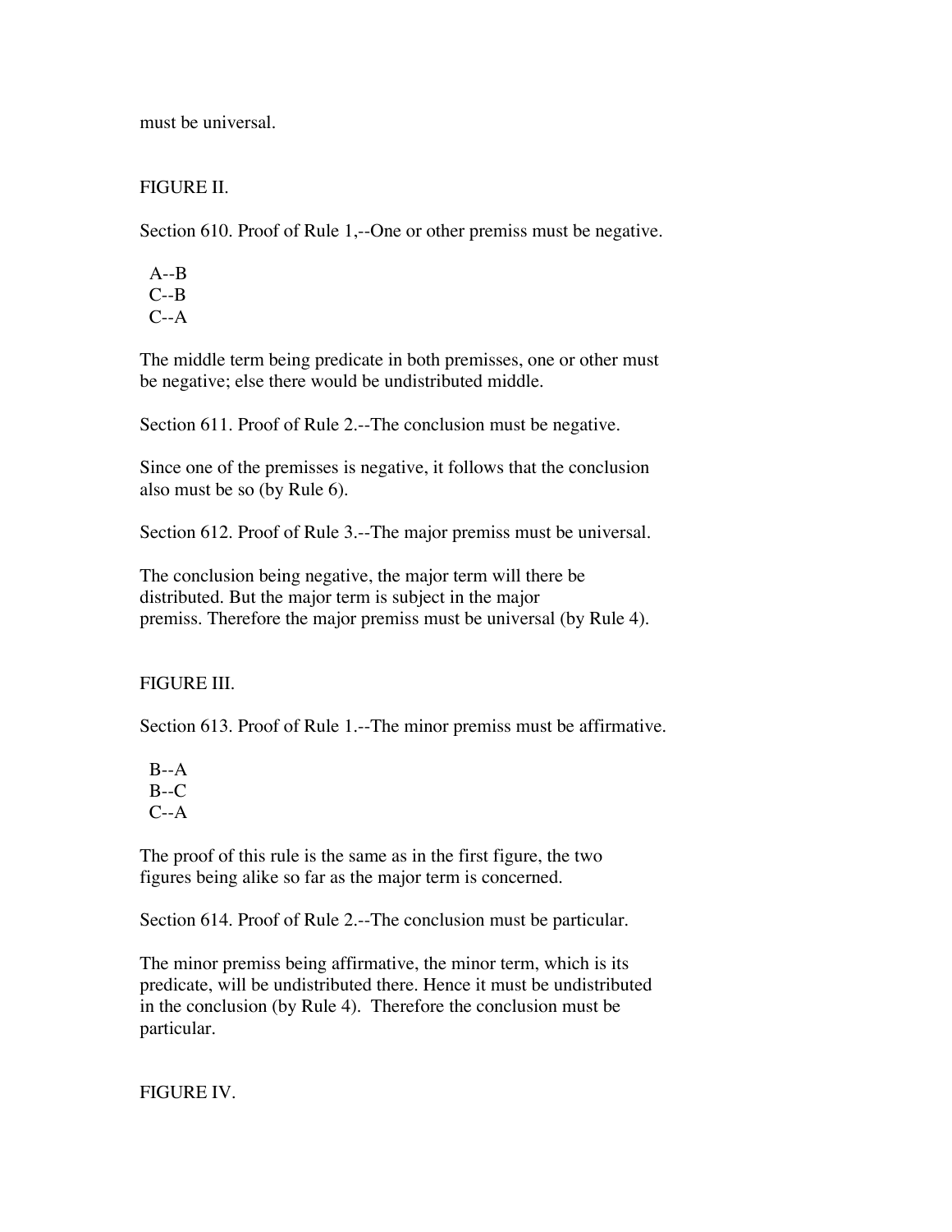must be universal.

FIGURE II.

Section 610. Proof of Rule 1,--One or other premiss must be negative.

```
  A--B
  C--B
  C--A
```

The middle term being predicate in both premisses, one or other must be negative; else there would be undistributed middle.

Section 611. Proof of Rule 2.--The conclusion must be negative.

Since one of the premisses is negative, it follows that the conclusion also must be so (by Rule 6).

Section 612. Proof of Rule 3.--The major premiss must be universal.

The conclusion being negative, the major term will there be distributed. But the major term is subject in the major premiss. Therefore the major premiss must be universal (by Rule 4).

FIGURE III.

Section 613. Proof of Rule 1.--The minor premiss must be affirmative.

```
  B--A
  B--C
  C--A
```

The proof of this rule is the same as in the first figure, the two figures being alike so far as the major term is concerned.

Section 614. Proof of Rule 2.--The conclusion must be particular.

The minor premiss being affirmative, the minor term, which is its predicate, will be undistributed there. Hence it must be undistributed in the conclusion (by Rule 4). Therefore the conclusion must be particular.

FIGURE IV.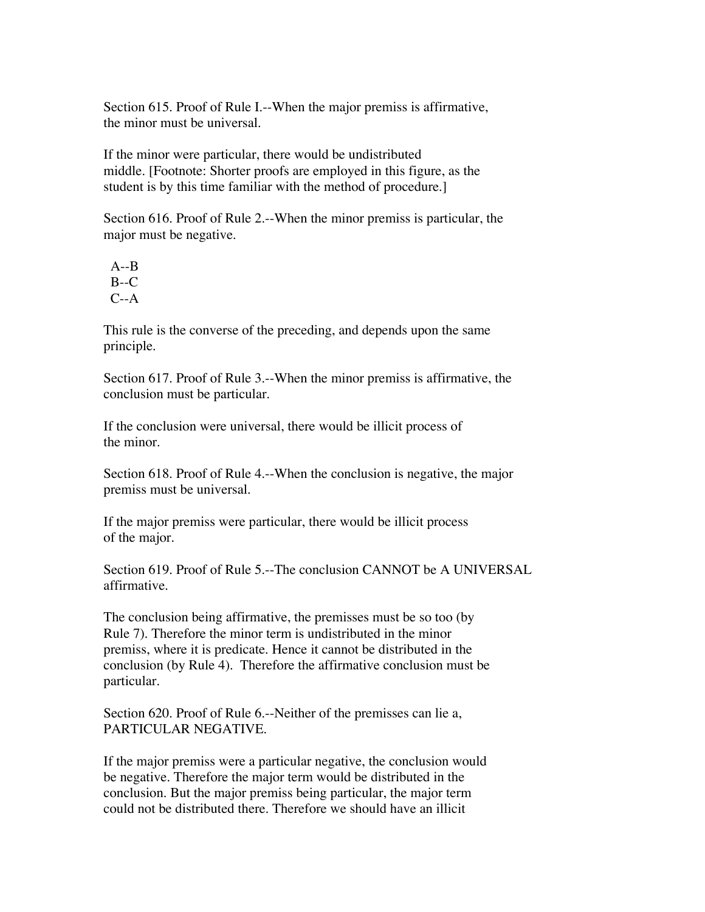Section 615. Proof of Rule I.--When the major premiss is affirmative, the minor must be universal.

If the minor were particular, there would be undistributed middle. [Footnote: Shorter proofs are employed in this figure, as the student is by this time familiar with the method of procedure.]

Section 616. Proof of Rule 2.--When the minor premiss is particular, the major must be negative.

```
  A--B
  B--C
  C--A
```

This rule is the converse of the preceding, and depends upon the same principle.

Section 617. Proof of Rule 3.--When the minor premiss is affirmative, the conclusion must be particular.

If the conclusion were universal, there would be illicit process of the minor.

Section 618. Proof of Rule 4.--When the conclusion is negative, the major premiss must be universal.

If the major premiss were particular, there would be illicit process of the major.

Section 619. Proof of Rule 5.--The conclusion CANNOT be A UNIVERSAL affirmative.

The conclusion being affirmative, the premisses must be so too (by Rule 7). Therefore the minor term is undistributed in the minor premiss, where it is predicate. Hence it cannot be distributed in the conclusion (by Rule 4). Therefore the affirmative conclusion must be particular.

Section 620. Proof of Rule 6.--Neither of the premisses can lie a, PARTICULAR NEGATIVE.

If the major premiss were a particular negative, the conclusion would be negative. Therefore the major term would be distributed in the conclusion. But the major premiss being particular, the major term could not be distributed there. Therefore we should have an illicit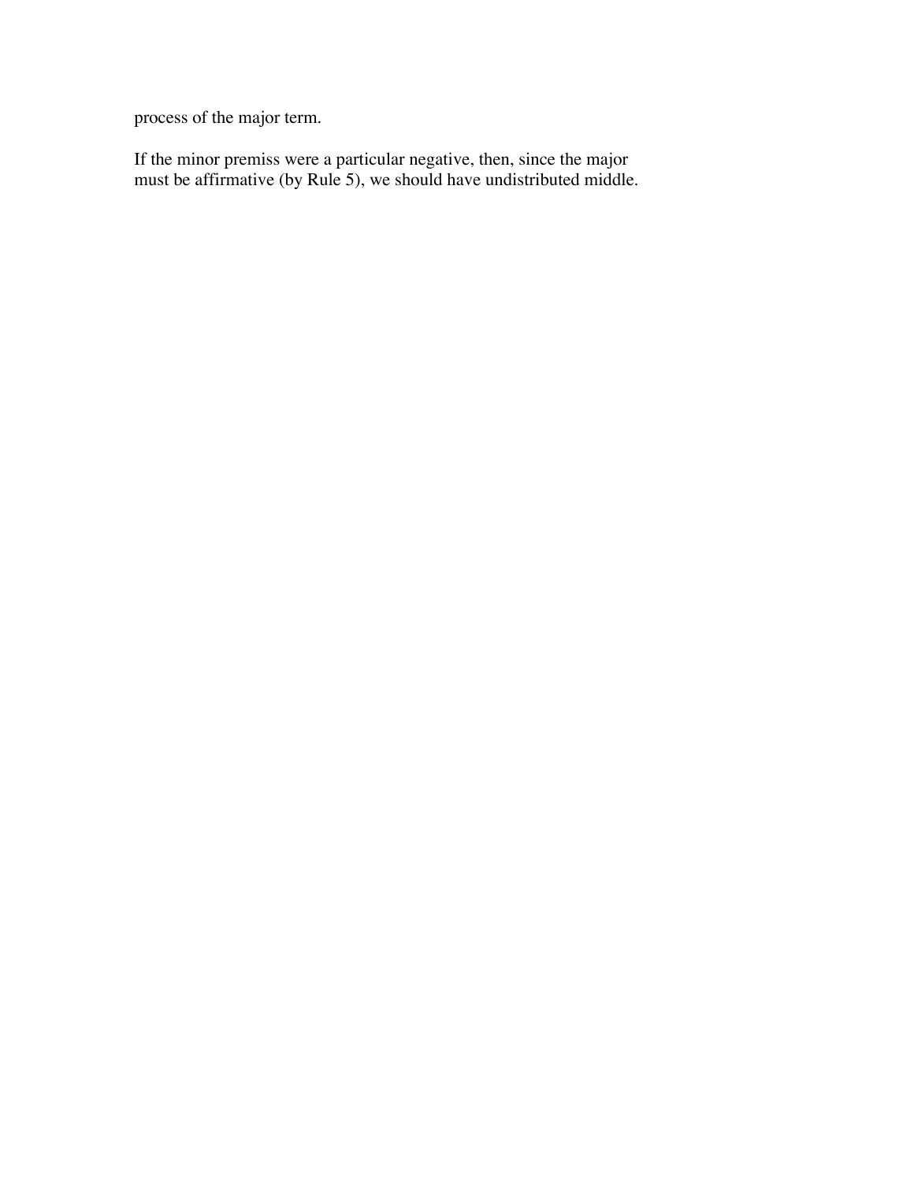process of the major term.

If the minor premiss were a particular negative, then, since the major must be affirmative (by Rule 5), we should have undistributed middle.